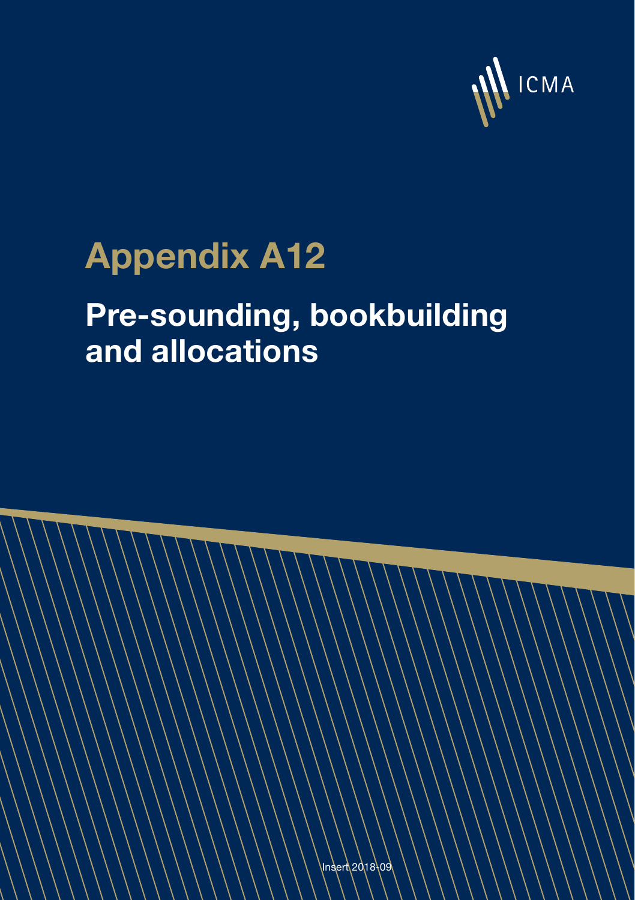ICMA

# Appendix A12

## Pre-sounding, bookbuilding and allocations

Insert 2018-09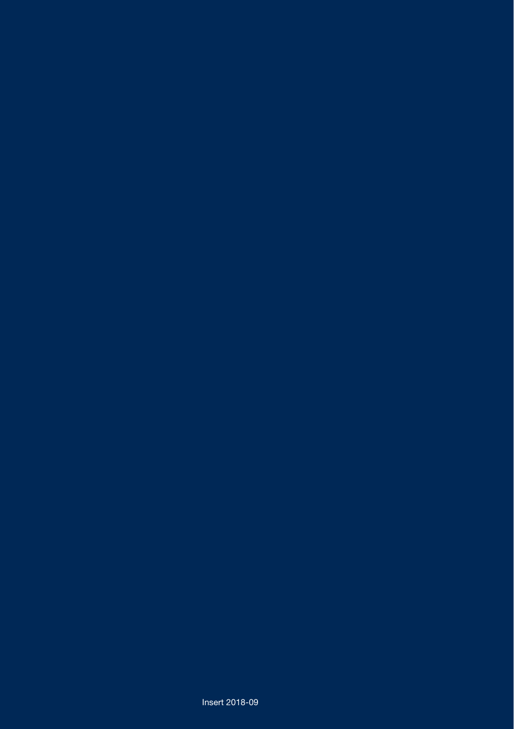Insert 2018-09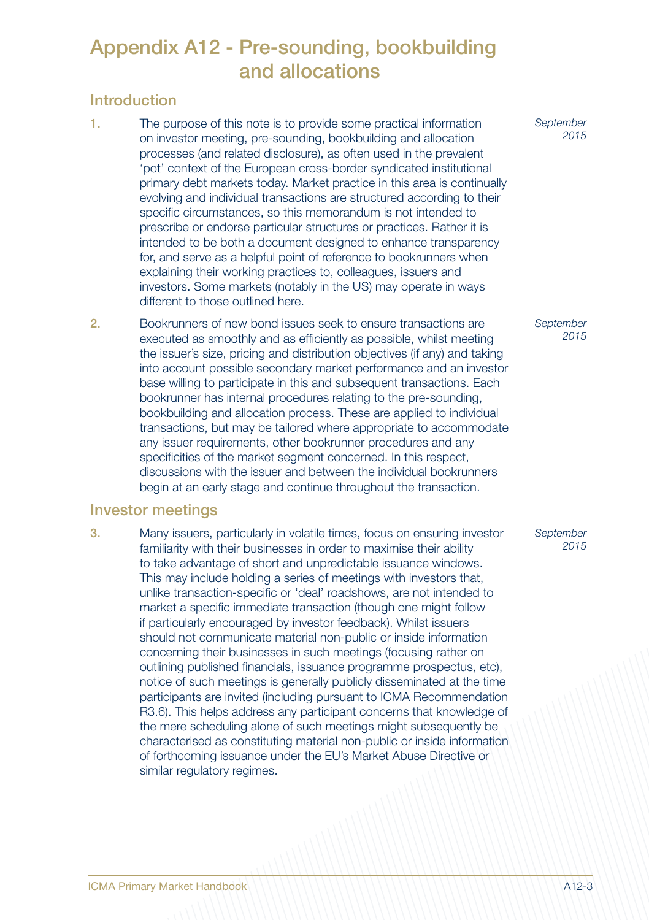# Appendix A12 - Pre-sounding, bookbuilding and allocations

## Introduction

1. The purpose of this note is to provide some practical information on investor meeting, pre-sounding, bookbuilding and allocation processes (and related disclosure), as often used in the prevalent 'pot' context of the European cross-border syndicated institutional primary debt markets today. Market practice in this area is continually evolving and individual transactions are structured according to their specific circumstances, so this memorandum is not intended to prescribe or endorse particular structures or practices. Rather it is intended to be both a document designed to enhance transparency for, and serve as a helpful point of reference to bookrunners when explaining their working practices to, colleagues, issuers and investors. Some markets (notably in the US) may operate in ways different to those outlined here. *September 2015*

2. Bookrunners of new bond issues seek to ensure transactions are executed as smoothly and as efficiently as possible, whilst meeting the issuer's size, pricing and distribution objectives (if any) and taking into account possible secondary market performance and an investor base willing to participate in this and subsequent transactions. Each bookrunner has internal procedures relating to the pre-sounding, bookbuilding and allocation process. These are applied to individual transactions, but may be tailored where appropriate to accommodate any issuer requirements, other bookrunner procedures and any specificities of the market segment concerned. In this respect, discussions with the issuer and between the individual bookrunners begin at an early stage and continue throughout the transaction. *September 2015*

## Investor meetings

3. Many issuers, particularly in volatile times, focus on ensuring investor familiarity with their businesses in order to maximise their ability to take advantage of short and unpredictable issuance windows. This may include holding a series of meetings with investors that, unlike transaction-specific or 'deal' roadshows, are not intended to market a specific immediate transaction (though one might follow if particularly encouraged by investor feedback). Whilst issuers should not communicate material non-public or inside information concerning their businesses in such meetings (focusing rather on outlining published financials, issuance programme prospectus, etc), notice of such meetings is generally publicly disseminated at the time participants are invited (including pursuant to ICMA Recommendation R3.6). This helps address any participant concerns that knowledge of the mere scheduling alone of such meetings might subsequently be characterised as constituting material non-public or inside information of forthcoming issuance under the EU's Market Abuse Directive or similar regulatory regimes. *September 2015*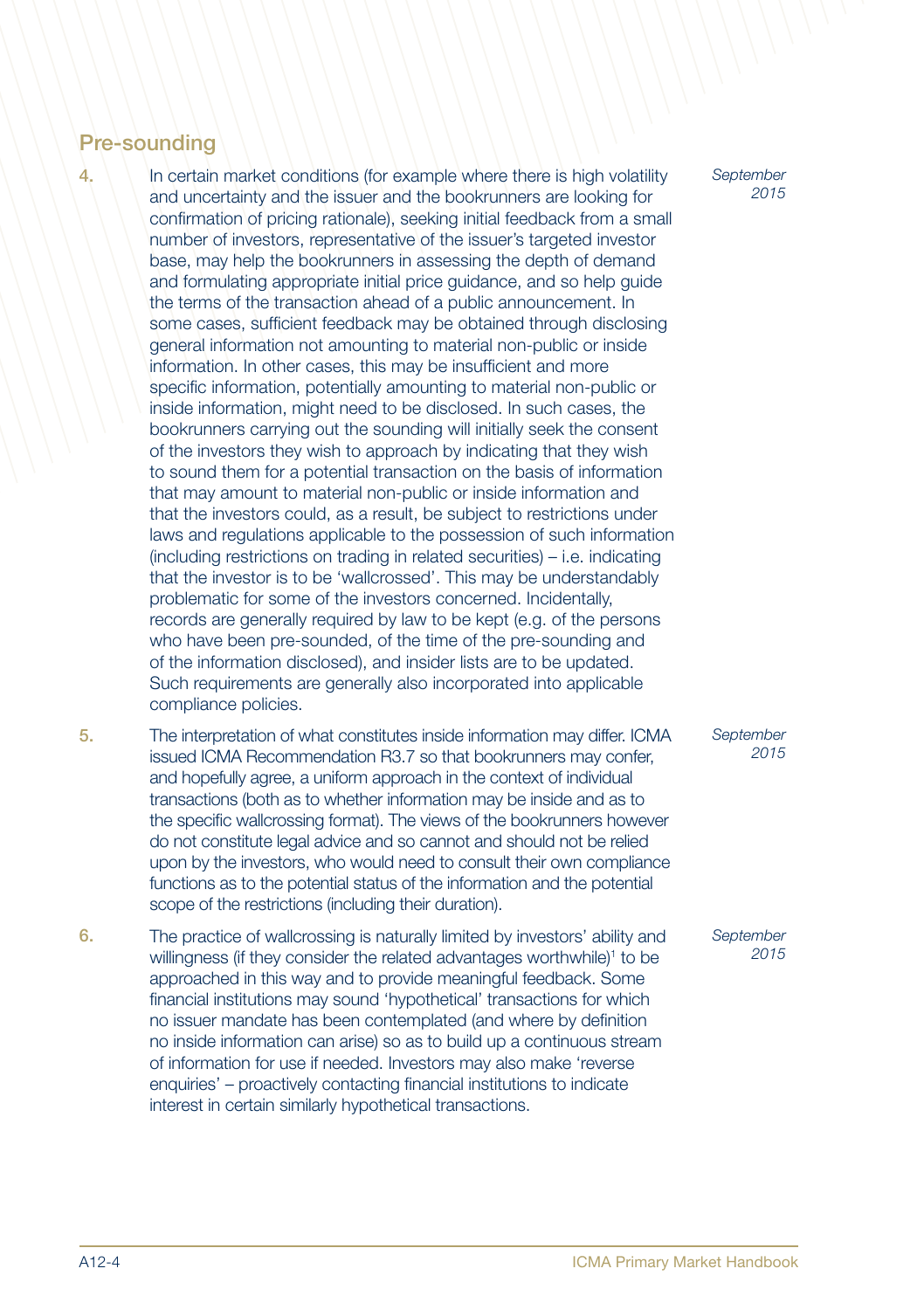## Pre-sounding

4. In certain market conditions (for example where there is high volatility and uncertainty and the issuer and the bookrunners are looking for confirmation of pricing rationale), seeking initial feedback from a small number of investors, representative of the issuer's targeted investor base, may help the bookrunners in assessing the depth of demand and formulating appropriate initial price guidance, and so help guide the terms of the transaction ahead of a public announcement. In some cases, sufficient feedback may be obtained through disclosing general information not amounting to material non-public or inside information. In other cases, this may be insufficient and more specific information, potentially amounting to material non-public or inside information, might need to be disclosed. In such cases, the bookrunners carrying out the sounding will initially seek the consent of the investors they wish to approach by indicating that they wish to sound them for a potential transaction on the basis of information that may amount to material non-public or inside information and that the investors could, as a result, be subject to restrictions under laws and regulations applicable to the possession of such information (including restrictions on trading in related securities) – i.e. indicating that the investor is to be 'wallcrossed'. This may be understandably problematic for some of the investors concerned. Incidentally, records are generally required by law to be kept (e.g. of the persons who have been pre-sounded, of the time of the pre-sounding and of the information disclosed), and insider lists are to be updated. Such requirements are generally also incorporated into applicable compliance policies. *September 2015*

5. The interpretation of what constitutes inside information may differ. ICMA issued ICMA Recommendation R3.7 so that bookrunners may confer, and hopefully agree, a uniform approach in the context of individual transactions (both as to whether information may be inside and as to the specific wallcrossing format). The views of the bookrunners however do not constitute legal advice and so cannot and should not be relied upon by the investors, who would need to consult their own compliance functions as to the potential status of the information and the potential scope of the restrictions (including their duration). *September 2015*

6. The practice of wallcrossing is naturally limited by investors' ability and willingness (if they consider the related advantages worthwhile)[1] to be approached in this way and to provide meaningful feedback. Some financial institutions may sound 'hypothetical' transactions for which no issuer mandate has been contemplated (and where by definition no inside information can arise) so as to build up a continuous stream of information for use if needed. Investors may also make 'reverse enquiries' – proactively contacting financial institutions to indicate interest in certain similarly hypothetical transactions. *September 2015*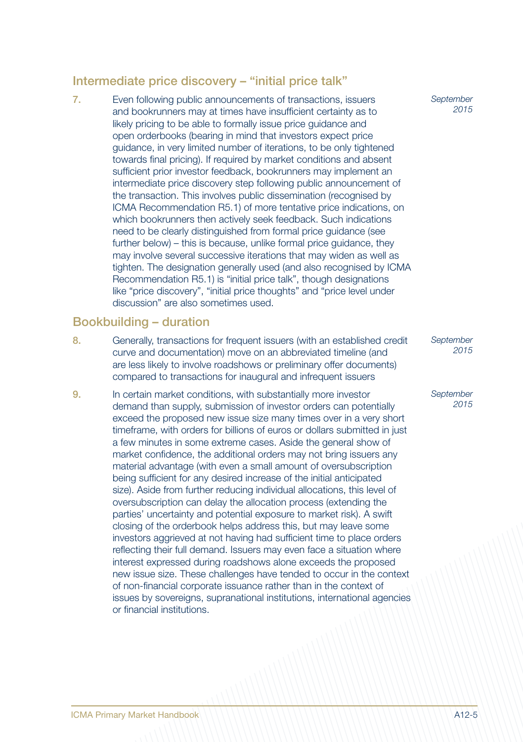## Intermediate price discovery – "initial price talk"

7. Even following public announcements of transactions, issuers and bookrunners may at times have insufficient certainty as to likely pricing to be able to formally issue price guidance and open orderbooks (bearing in mind that investors expect price guidance, in very limited number of iterations, to be only tightened towards final pricing). If required by market conditions and absent sufficient prior investor feedback, bookrunners may implement an intermediate price discovery step following public announcement of the transaction. This involves public dissemination (recognised by ICMA Recommendation R5.1) of more tentative price indications, on which bookrunners then actively seek feedback. Such indications need to be clearly distinguished from formal price guidance (see further below) – this is because, unlike formal price guidance, they may involve several successive iterations that may widen as well as tighten. The designation generally used (and also recognised by ICMA Recommendation R5.1) is "initial price talk", though designations like "price discovery", "initial price thoughts" and "price level under discussion" are also sometimes used. *September 2015*

## Bookbuilding – duration

8. Generally, transactions for frequent issuers (with an established credit curve and documentation) move on an abbreviated timeline (and are less likely to involve roadshows or preliminary offer documents) compared to transactions for inaugural and infrequent issuers *September 2015*

9. In certain market conditions, with substantially more investor demand than supply, submission of investor orders can potentially exceed the proposed new issue size many times over in a very short timeframe, with orders for billions of euros or dollars submitted in just a few minutes in some extreme cases. Aside the general show of market confidence, the additional orders may not bring issuers any material advantage (with even a small amount of oversubscription being sufficient for any desired increase of the initial anticipated size). Aside from further reducing individual allocations, this level of oversubscription can delay the allocation process (extending the parties' uncertainty and potential exposure to market risk). A swift closing of the orderbook helps address this, but may leave some investors aggrieved at not having had sufficient time to place orders reflecting their full demand. Issuers may even face a situation where interest expressed during roadshows alone exceeds the proposed new issue size. These challenges have tended to occur in the context of non-financial corporate issuance rather than in the context of issues by sovereigns, supranational institutions, international agencies or financial institutions. *September 2015*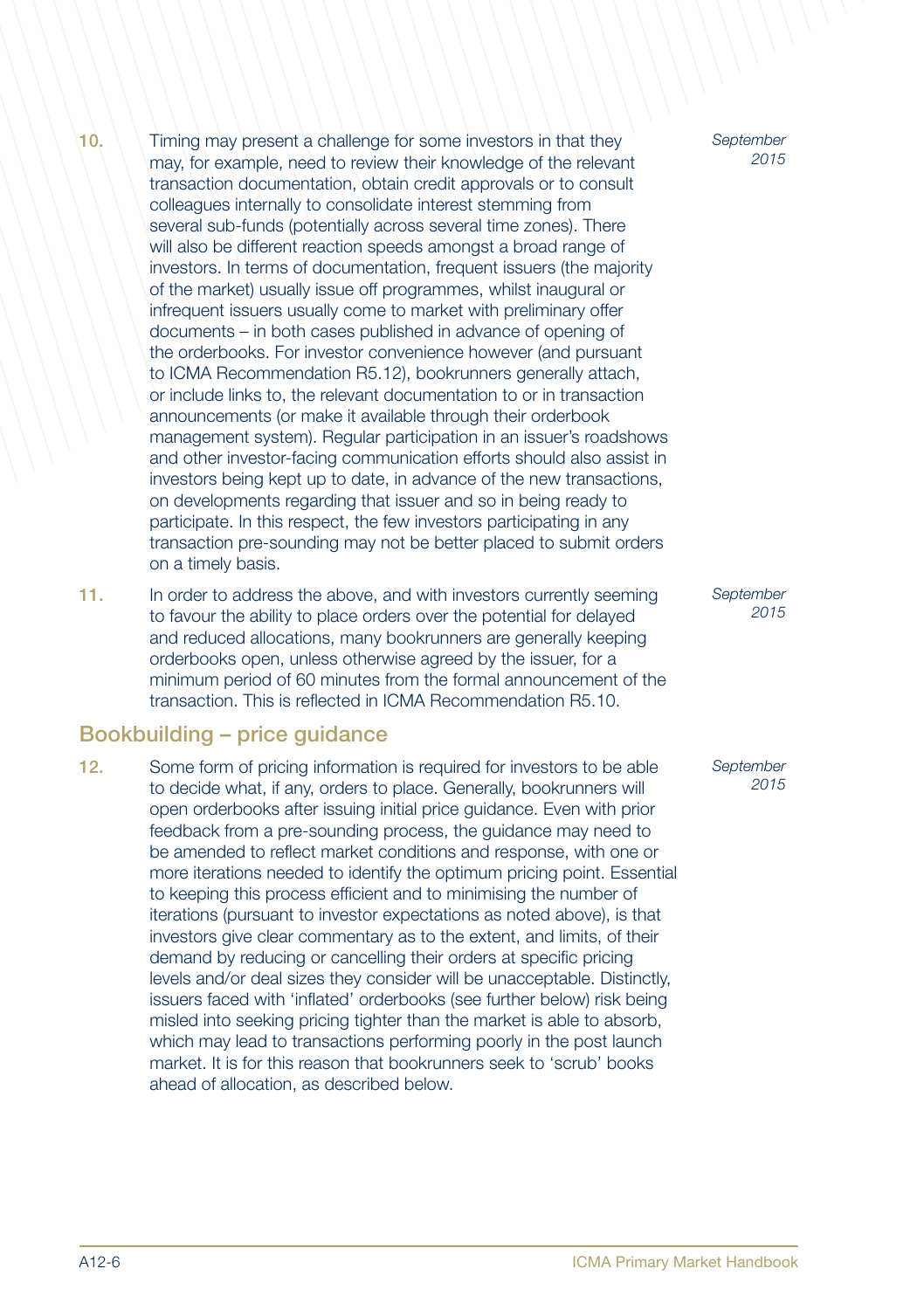10. Timing may present a challenge for some investors in that they may, for example, need to review their knowledge of the relevant transaction documentation, obtain credit approvals or to consult colleagues internally to consolidate interest stemming from several sub-funds (potentially across several time zones). There will also be different reaction speeds amongst a broad range of investors. In terms of documentation, frequent issuers (the majority of the market) usually issue off programmes, whilst inaugural or infrequent issuers usually come to market with preliminary offer documents – in both cases published in advance of opening of the orderbooks. For investor convenience however (and pursuant to ICMA Recommendation R5.12), bookrunners generally attach, or include links to, the relevant documentation to or in transaction announcements (or make it available through their orderbook management system). Regular participation in an issuer's roadshows and other investor-facing communication efforts should also assist in investors being kept up to date, in advance of the new transactions, on developments regarding that issuer and so in being ready to participate. In this respect, the few investors participating in any transaction pre-sounding may not be better placed to submit orders on a timely basis. *September 2015*

11. In order to address the above, and with investors currently seeming to favour the ability to place orders over the potential for delayed and reduced allocations, many bookrunners are generally keeping orderbooks open, unless otherwise agreed by the issuer, for a minimum period of 60 minutes from the formal announcement of the transaction. This is reflected in ICMA Recommendation R5.10. *September 2015*

## Bookbuilding – price guidance

12. Some form of pricing information is required for investors to be able to decide what, if any, orders to place. Generally, bookrunners will open orderbooks after issuing initial price guidance. Even with prior feedback from a pre-sounding process, the guidance may need to be amended to reflect market conditions and response, with one or more iterations needed to identify the optimum pricing point. Essential to keeping this process efficient and to minimising the number of iterations (pursuant to investor expectations as noted above), is that investors give clear commentary as to the extent, and limits, of their demand by reducing or cancelling their orders at specific pricing levels and/or deal sizes they consider will be unacceptable. Distinctly, issuers faced with 'inflated' orderbooks (see further below) risk being misled into seeking pricing tighter than the market is able to absorb, which may lead to transactions performing poorly in the post launch market. It is for this reason that bookrunners seek to 'scrub' books ahead of allocation, as described below. *September 2015*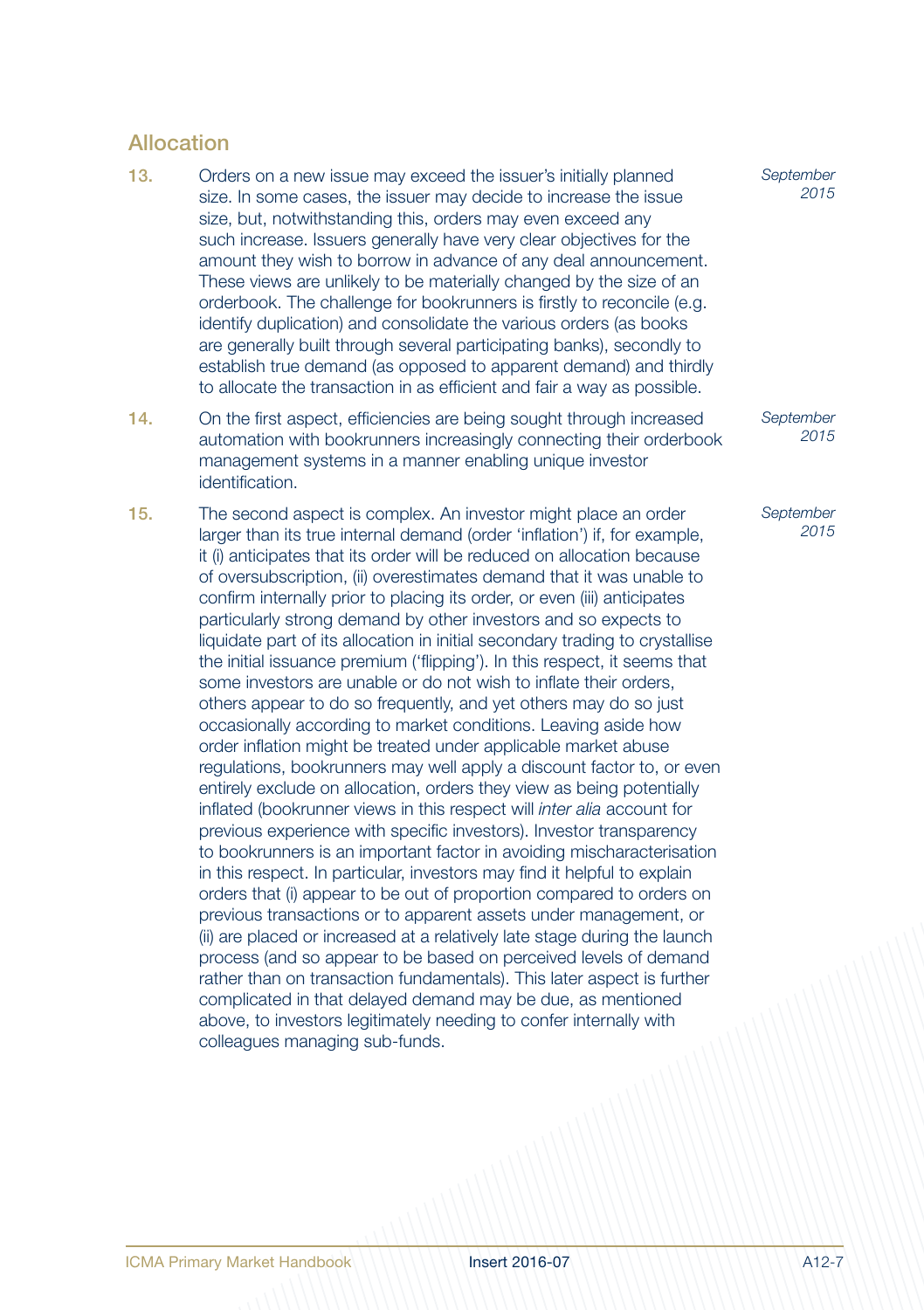## Allocation

13. Orders on a new issue may exceed the issuer's initially planned size. In some cases, the issuer may decide to increase the issue size, but, notwithstanding this, orders may even exceed any such increase. Issuers generally have very clear objectives for the amount they wish to borrow in advance of any deal announcement. These views are unlikely to be materially changed by the size of an orderbook. The challenge for bookrunners is firstly to reconcile (e.g. identify duplication) and consolidate the various orders (as books are generally built through several participating banks), secondly to establish true demand (as opposed to apparent demand) and thirdly to allocate the transaction in as efficient and fair a way as possible. *September 2015*

14. On the first aspect, efficiencies are being sought through increased automation with bookrunners increasingly connecting their orderbook management systems in a manner enabling unique investor identification. *September 2015*

15. The second aspect is complex. An investor might place an order larger than its true internal demand (order 'inflation') if, for example, it (i) anticipates that its order will be reduced on allocation because of oversubscription, (ii) overestimates demand that it was unable to confirm internally prior to placing its order, or even (iii) anticipates particularly strong demand by other investors and so expects to liquidate part of its allocation in initial secondary trading to crystallise the initial issuance premium ('flipping'). In this respect, it seems that some investors are unable or do not wish to inflate their orders, others appear to do so frequently, and yet others may do so just occasionally according to market conditions. Leaving aside how order inflation might be treated under applicable market abuse regulations, bookrunners may well apply a discount factor to, or even entirely exclude on allocation, orders they view as being potentially inflated (bookrunner views in this respect will *inter alia* account for previous experience with specific investors). Investor transparency to bookrunners is an important factor in avoiding mischaracterisation in this respect. In particular, investors may find it helpful to explain orders that (i) appear to be out of proportion compared to orders on previous transactions or to apparent assets under management, or (ii) are placed or increased at a relatively late stage during the launch process (and so appear to be based on perceived levels of demand rather than on transaction fundamentals). This later aspect is further complicated in that delayed demand may be due, as mentioned above, to investors legitimately needing to confer internally with colleagues managing sub-funds. *September 2015*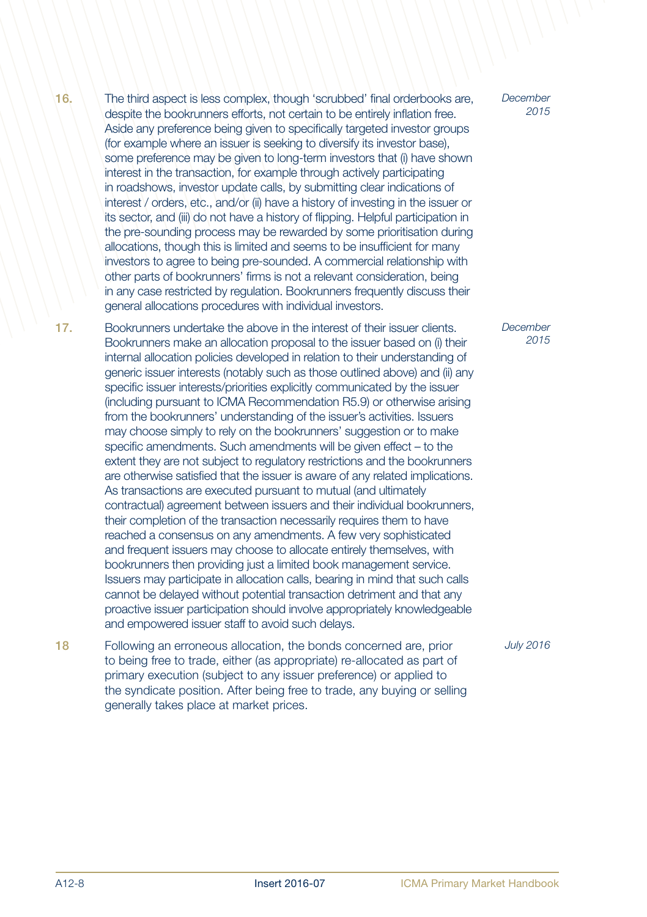16. The third aspect is less complex, though 'scrubbed' final orderbooks are, despite the bookrunners efforts, not certain to be entirely inflation free. Aside any preference being given to specifically targeted investor groups (for example where an issuer is seeking to diversify its investor base), some preference may be given to long-term investors that (i) have shown interest in the transaction, for example through actively participating in roadshows, investor update calls, by submitting clear indications of interest / orders, etc., and/or (ii) have a history of investing in the issuer or its sector, and (iii) do not have a history of flipping. Helpful participation in the pre-sounding process may be rewarded by some prioritisation during allocations, though this is limited and seems to be insufficient for many investors to agree to being pre-sounded. A commercial relationship with other parts of bookrunners' firms is not a relevant consideration, being in any case restricted by regulation. Bookrunners frequently discuss their general allocations procedures with individual investors. *December 2015*

17. Bookrunners undertake the above in the interest of their issuer clients. Bookrunners make an allocation proposal to the issuer based on (i) their internal allocation policies developed in relation to their understanding of generic issuer interests (notably such as those outlined above) and (ii) any specific issuer interests/priorities explicitly communicated by the issuer (including pursuant to ICMA Recommendation R5.9) or otherwise arising from the bookrunners' understanding of the issuer's activities. Issuers may choose simply to rely on the bookrunners' suggestion or to make specific amendments. Such amendments will be given effect – to the extent they are not subject to regulatory restrictions and the bookrunners are otherwise satisfied that the issuer is aware of any related implications. As transactions are executed pursuant to mutual (and ultimately contractual) agreement between issuers and their individual bookrunners, their completion of the transaction necessarily requires them to have reached a consensus on any amendments. A few very sophisticated and frequent issuers may choose to allocate entirely themselves, with bookrunners then providing just a limited book management service. Issuers may participate in allocation calls, bearing in mind that such calls cannot be delayed without potential transaction detriment and that any proactive issuer participation should involve appropriately knowledgeable and empowered issuer staff to avoid such delays. *December 2015*

18 Following an erroneous allocation, the bonds concerned are, prior to being free to trade, either (as appropriate) re-allocated as part of primary execution (subject to any issuer preference) or applied to the syndicate position. After being free to trade, any buying or selling generally takes place at market prices. *July 2016*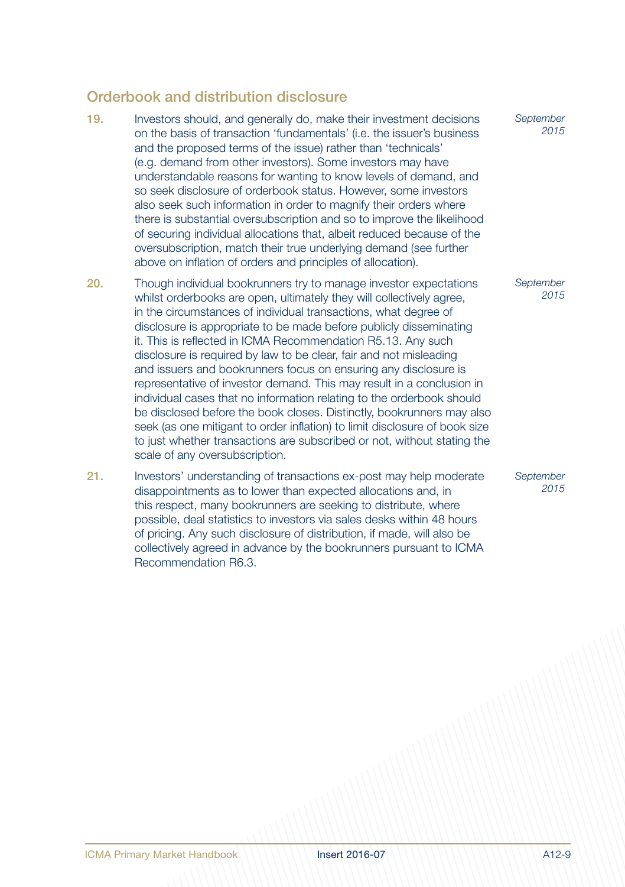## Orderbook and distribution disclosure

19. Investors should, and generally do, make their investment decisions on the basis of transaction 'fundamentals' (i.e. the issuer's business and the proposed terms of the issue) rather than 'technicals' (e.g. demand from other investors). Some investors may have understandable reasons for wanting to know levels of demand, and so seek disclosure of orderbook status. However, some investors also seek such information in order to magnify their orders where there is substantial oversubscription and so to improve the likelihood of securing individual allocations that, albeit reduced because of the oversubscription, match their true underlying demand (see further above on inflation of orders and principles of allocation). *September 2015*

20. Though individual bookrunners try to manage investor expectations whilst orderbooks are open, ultimately they will collectively agree, in the circumstances of individual transactions, what degree of disclosure is appropriate to be made before publicly disseminating it. This is reflected in ICMA Recommendation R5.13. Any such disclosure is required by law to be clear, fair and not misleading and issuers and bookrunners focus on ensuring any disclosure is representative of investor demand. This may result in a conclusion in individual cases that no information relating to the orderbook should be disclosed before the book closes. Distinctly, bookrunners may also seek (as one mitigant to order inflation) to limit disclosure of book size to just whether transactions are subscribed or not, without stating the scale of any oversubscription. *September 2015*

21. Investors' understanding of transactions ex-post may help moderate disappointments as to lower than expected allocations and, in this respect, many bookrunners are seeking to distribute, where possible, deal statistics to investors via sales desks within 48 hours of pricing. Any such disclosure of distribution, if made, will also be collectively agreed in advance by the bookrunners pursuant to ICMA Recommendation R6.3. *September 2015*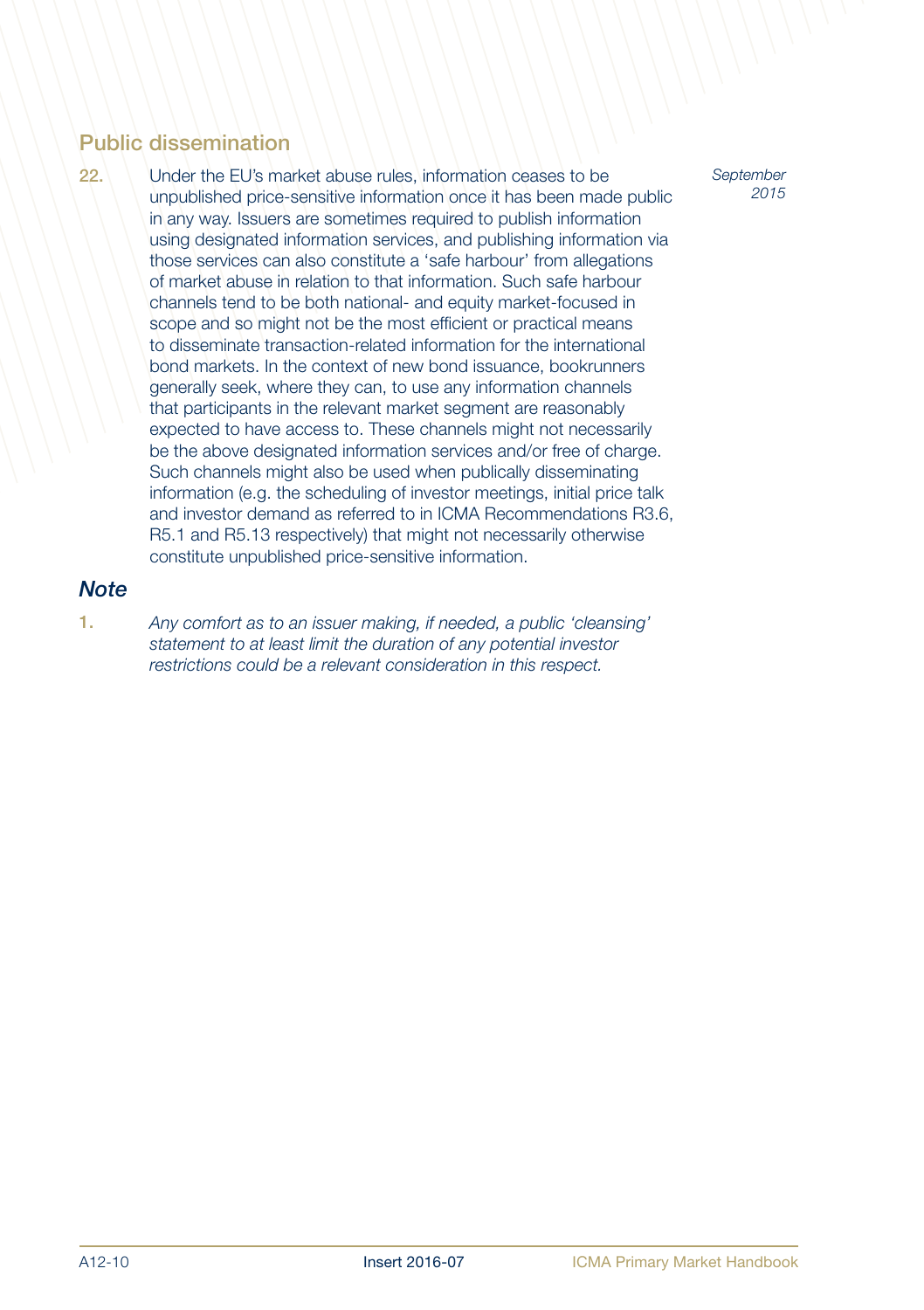## Public dissemination

22. Under the EU's market abuse rules, information ceases to be unpublished price-sensitive information once it has been made public in any way. Issuers are sometimes required to publish information using designated information services, and publishing information via those services can also constitute a 'safe harbour' from allegations of market abuse in relation to that information. Such safe harbour channels tend to be both national- and equity market-focused in scope and so might not be the most efficient or practical means to disseminate transaction-related information for the international bond markets. In the context of new bond issuance, bookrunners generally seek, where they can, to use any information channels that participants in the relevant market segment are reasonably expected to have access to. These channels might not necessarily be the above designated information services and/or free of charge. Such channels might also be used when publically disseminating information (e.g. the scheduling of investor meetings, initial price talk and investor demand as referred to in ICMA Recommendations R3.6, R5.1 and R5.13 respectively) that might not necessarily otherwise constitute unpublished price-sensitive information.

*September 2015*

### *Note*

1. *Any comfort as to an issuer making, if needed, a public 'cleansing' statement to at least limit the duration of any potential investor restrictions could be a relevant consideration in this respect.*